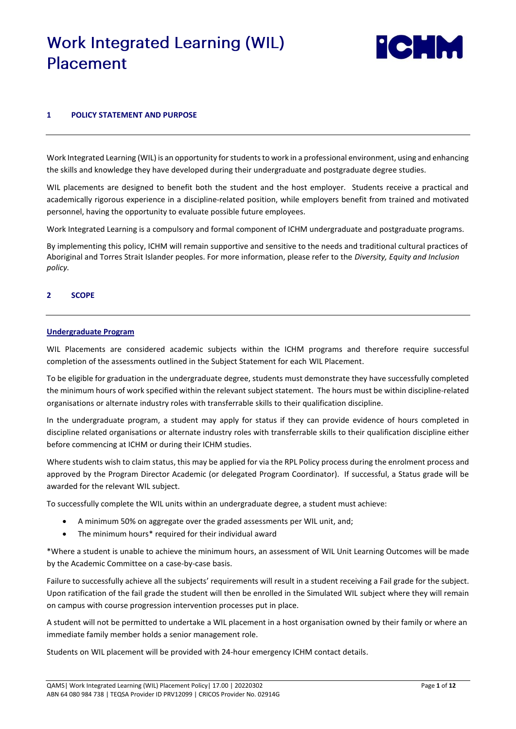# Work Integrated Learning (WIL) Placement

## 1 POLICY STATEMENT AND PURPOSE

Work Integrated Learning (WIL) is an opportunity for students to work in a professional environment, using and enhancing the skills and knowledge they have developed during their undergraduate and postgraduate degree studies.

WIL placements are designed to benefit both the student and the host employer. Students receive a practical and academically rigorous experience in a discipline-related position, while employers benefit from trained and motivated personnel, having the opportunity to evaluate possible future employees.

Work Integrated Learning is a compulsory and formal component of ICHM undergraduate and postgraduate programs.

By implementing this policy, ICHM will remain supportive and sensitive to the needs and traditional cultural practices of Aboriginal and Torres Strait Islander peoples. For more information, please refer to the *Diversity, Equity and Inclusion policy.*

## 2 SCOPE

### Undergraduate Program

WIL Placements are considered academic subjects within the ICHM programs and therefore require successful completion of the assessments outlined in the Subject Statement for each WIL Placement.

To be eligible for graduation in the undergraduate degree, students must demonstrate they have successfully completed the minimum hours of work specified within the relevant subject statement. The hours must be within discipline-related organisations or alternate industry roles with transferrable skills to their qualification discipline.

In the undergraduate program, a student may apply for status if they can provide evidence of hours completed in discipline related organisations or alternate industry roles with transferrable skills to their qualification discipline either before commencing at ICHM or during their ICHM studies.

Where students wish to claim status, this may be applied for via the RPL Policy process during the enrolment process and approved by the Program Director Academic (or delegated Program Coordinator). If successful, a Status grade will be awarded for the relevant WIL subject.

To successfully complete the WIL units within an undergraduate degree, a student must achieve:

- A minimum 50% on aggregate over the graded assessments per WIL unit, and;
- The minimum hours* required for their individual award

*Where a student is unable to achieve the minimum hours, an assessment of WIL Unit Learning Outcomes will be made by the Academic Committee on a case-by-case basis.

Failure to successfully achieve all the subjects' requirements will result in a student receiving a Fail grade for the subject. Upon ratification of the fail grade the student will then be enrolled in the Simulated WIL subject where they will remain on campus with course progression intervention processes put in place.

A student will not be permitted to undertake a WIL placement in a host organisation owned by their family or where an immediate family member holds a senior management role.

Students on WIL placement will be provided with 24-hour emergency ICHM contact details.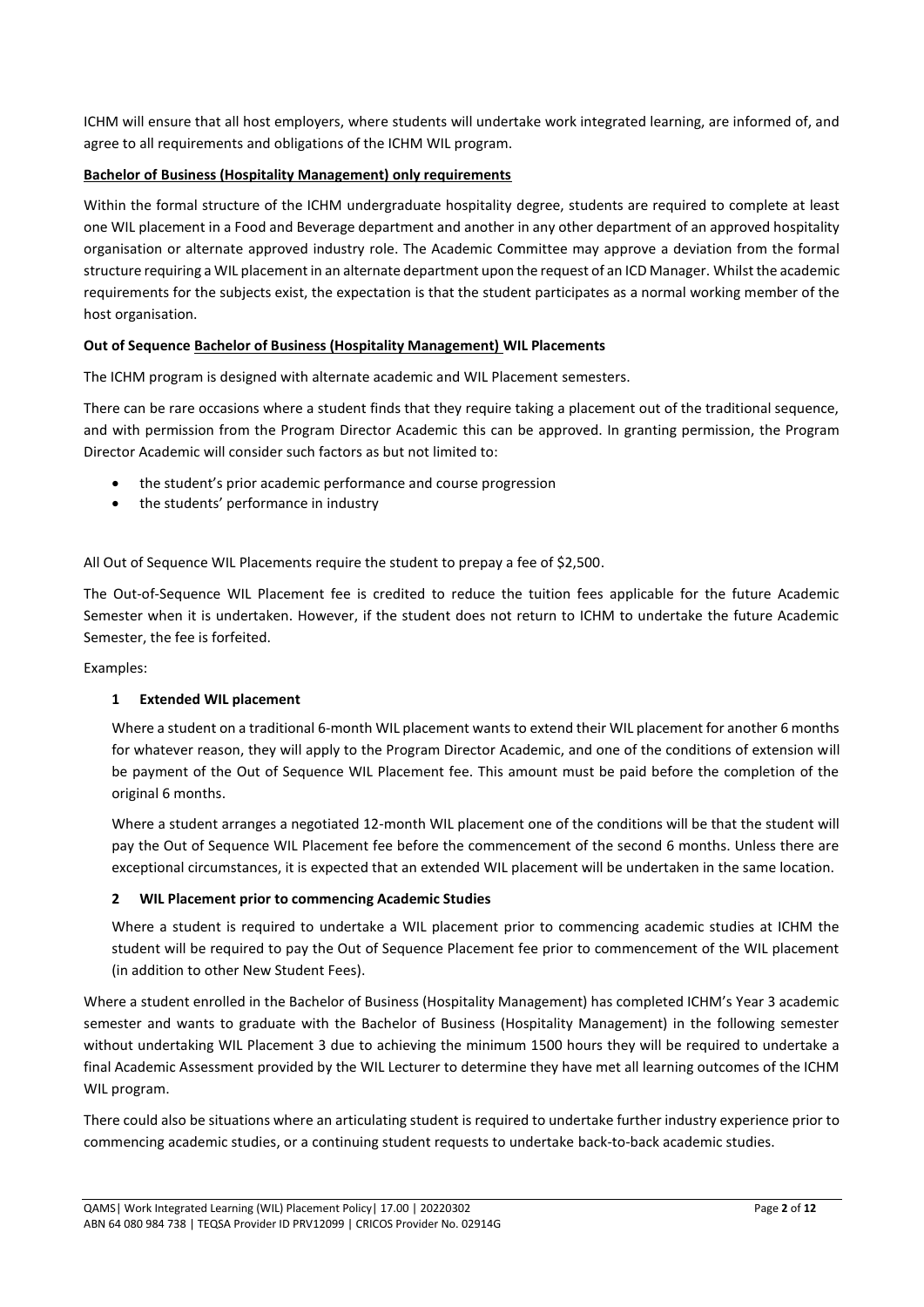ICHM will ensure that all host employers, where students will undertake work integrated learning, are informed of, and agree to all requirements and obligations of the ICHM WIL program.

**Bachelor of Business (Hospitality Management) only requirements**

Within the formal structure of the ICHM undergraduate hospitality degree, students are required to complete at least one WIL placement in a Food and Beverage department and another in any other department of an approved hospitality organisation or alternate approved industry role. The Academic Committee may approve a deviation from the formal structure requiring a WIL placement in an alternate department upon the request of an ICD Manager. Whilst the academic requirements for the subjects exist, the expectation is that the student participates as a normal working member of the host organisation.

**Out of Sequence Bachelor of Business (Hospitality Management) WIL Placements**

The ICHM program is designed with alternate academic and WIL Placement semesters.

There can be rare occasions where a student finds that they require taking a placement out of the traditional sequence, and with permission from the Program Director Academic this can be approved. In granting permission, the Program Director Academic will consider such factors as but not limited to:

- the student's prior academic performance and course progression
- the students' performance in industry

All Out of Sequence WIL Placements require the student to prepay a fee of $2,500.

The Out-of-Sequence WIL Placement fee is credited to reduce the tuition fees applicable for the future Academic Semester when it is undertaken. However, if the student does not return to ICHM to undertake the future Academic Semester, the fee is forfeited.

Examples:

**1 Extended WIL placement**

Where a student on a traditional 6-month WIL placement wants to extend their WIL placement for another 6 months for whatever reason, they will apply to the Program Director Academic, and one of the conditions of extension will be payment of the Out of Sequence WIL Placement fee. This amount must be paid before the completion of the original 6 months.

Where a student arranges a negotiated 12-month WIL placement one of the conditions will be that the student will pay the Out of Sequence WIL Placement fee before the commencement of the second 6 months. Unless there are exceptional circumstances, it is expected that an extended WIL placement will be undertaken in the same location.

**2 WIL Placement prior to commencing Academic Studies**

Where a student is required to undertake a WIL placement prior to commencing academic studies at ICHM the student will be required to pay the Out of Sequence Placement fee prior to commencement of the WIL placement (in addition to other New Student Fees).

Where a student enrolled in the Bachelor of Business (Hospitality Management) has completed ICHM's Year 3 academic semester and wants to graduate with the Bachelor of Business (Hospitality Management) in the following semester without undertaking WIL Placement 3 due to achieving the minimum 1500 hours they will be required to undertake a final Academic Assessment provided by the WIL Lecturer to determine they have met all learning outcomes of the ICHM WIL program.

There could also be situations where an articulating student is required to undertake further industry experience prior to commencing academic studies, or a continuing student requests to undertake back-to-back academic studies.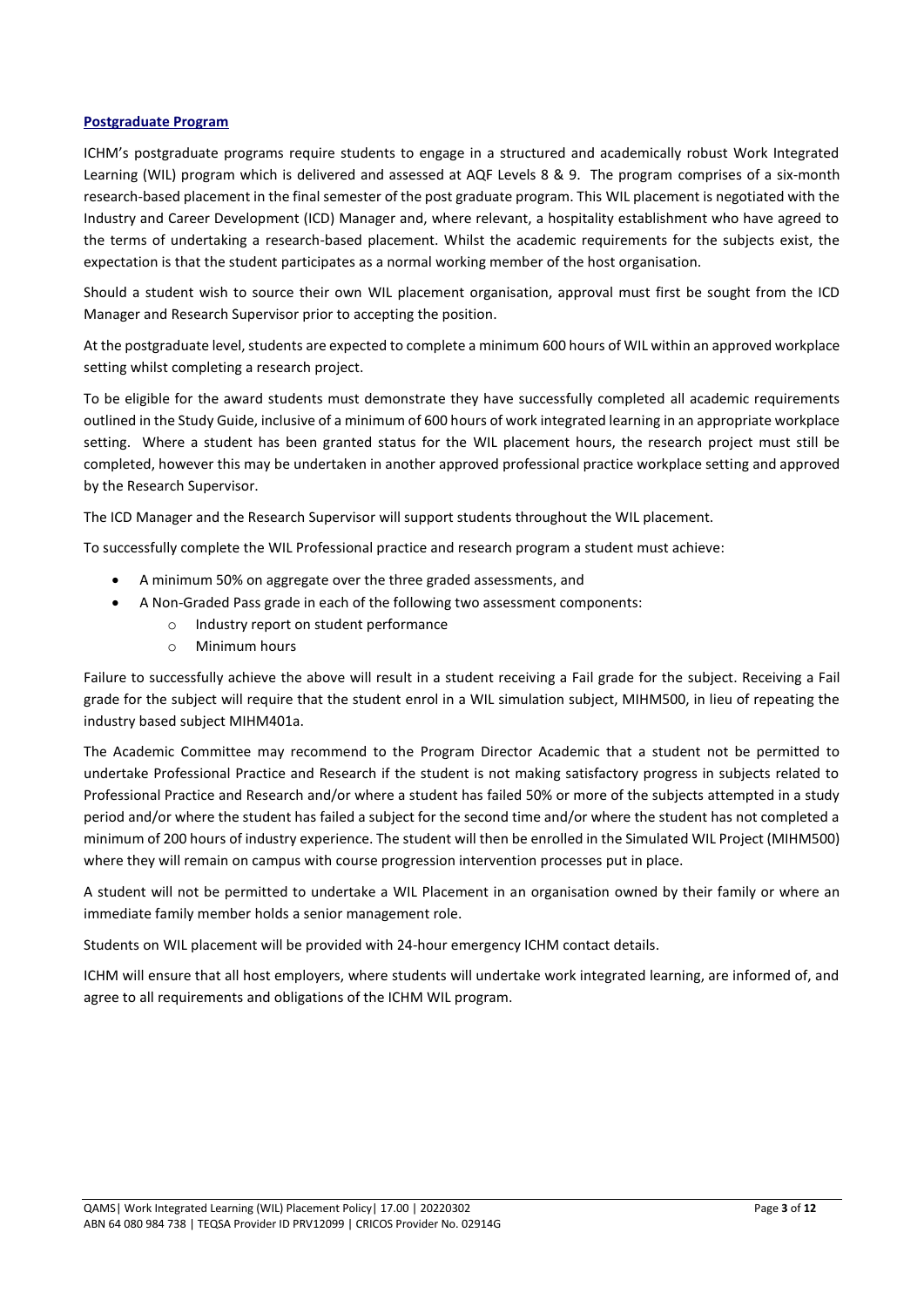## Postgraduate Program

ICHM's postgraduate programs require students to engage in a structured and academically robust Work Integrated Learning (WIL) program which is delivered and assessed at AQF Levels 8 & 9. The program comprises of a six-month research-based placement in the final semester of the post graduate program. This WIL placement is negotiated with the Industry and Career Development (ICD) Manager and, where relevant, a hospitality establishment who have agreed to the terms of undertaking a research-based placement. Whilst the academic requirements for the subjects exist, the expectation is that the student participates as a normal working member of the host organisation.

Should a student wish to source their own WIL placement organisation, approval must first be sought from the ICD Manager and Research Supervisor prior to accepting the position.

At the postgraduate level, students are expected to complete a minimum 600 hours of WIL within an approved workplace setting whilst completing a research project.

To be eligible for the award students must demonstrate they have successfully completed all academic requirements outlined in the Study Guide, inclusive of a minimum of 600 hours of work integrated learning in an appropriate workplace setting. Where a student has been granted status for the WIL placement hours, the research project must still be completed, however this may be undertaken in another approved professional practice workplace setting and approved by the Research Supervisor.

The ICD Manager and the Research Supervisor will support students throughout the WIL placement.

To successfully complete the WIL Professional practice and research program a student must achieve:

- A minimum 50% on aggregate over the three graded assessments, and
- A Non-Graded Pass grade in each of the following two assessment components:
  - Industry report on student performance
  - Minimum hours

Failure to successfully achieve the above will result in a student receiving a Fail grade for the subject. Receiving a Fail grade for the subject will require that the student enrol in a WIL simulation subject, MIHM500, in lieu of repeating the industry based subject MIHM401a.

The Academic Committee may recommend to the Program Director Academic that a student not be permitted to undertake Professional Practice and Research if the student is not making satisfactory progress in subjects related to Professional Practice and Research and/or where a student has failed 50% or more of the subjects attempted in a study period and/or where the student has failed a subject for the second time and/or where the student has not completed a minimum of 200 hours of industry experience. The student will then be enrolled in the Simulated WIL Project (MIHM500) where they will remain on campus with course progression intervention processes put in place.

A student will not be permitted to undertake a WIL Placement in an organisation owned by their family or where an immediate family member holds a senior management role.

Students on WIL placement will be provided with 24-hour emergency ICHM contact details.

ICHM will ensure that all host employers, where students will undertake work integrated learning, are informed of, and agree to all requirements and obligations of the ICHM WIL program.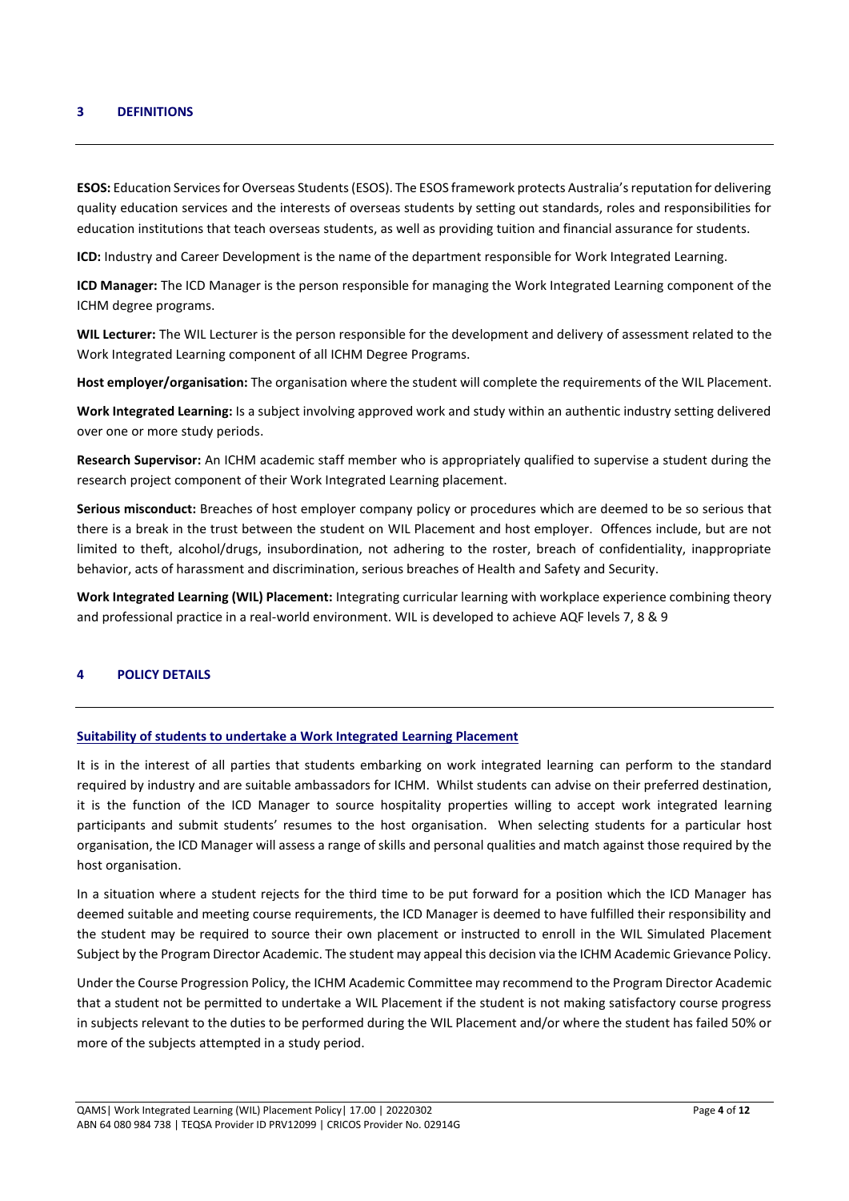## 3 DEFINITIONS

**ESOS:** Education Services for Overseas Students (ESOS). The ESOS framework protects Australia's reputation for delivering quality education services and the interests of overseas students by setting out standards, roles and responsibilities for education institutions that teach overseas students, as well as providing tuition and financial assurance for students.

**ICD:** Industry and Career Development is the name of the department responsible for Work Integrated Learning.

**ICD Manager:** The ICD Manager is the person responsible for managing the Work Integrated Learning component of the ICHM degree programs.

**WIL Lecturer:** The WIL Lecturer is the person responsible for the development and delivery of assessment related to the Work Integrated Learning component of all ICHM Degree Programs.

**Host employer/organisation:** The organisation where the student will complete the requirements of the WIL Placement.

**Work Integrated Learning:** Is a subject involving approved work and study within an authentic industry setting delivered over one or more study periods.

**Research Supervisor:** An ICHM academic staff member who is appropriately qualified to supervise a student during the research project component of their Work Integrated Learning placement.

**Serious misconduct:** Breaches of host employer company policy or procedures which are deemed to be so serious that there is a break in the trust between the student on WIL Placement and host employer. Offences include, but are not limited to theft, alcohol/drugs, insubordination, not adhering to the roster, breach of confidentiality, inappropriate behavior, acts of harassment and discrimination, serious breaches of Health and Safety and Security.

**Work Integrated Learning (WIL) Placement:** Integrating curricular learning with workplace experience combining theory and professional practice in a real-world environment. WIL is developed to achieve AQF levels 7, 8 & 9

## 4 POLICY DETAILS

### Suitability of students to undertake a Work Integrated Learning Placement

It is in the interest of all parties that students embarking on work integrated learning can perform to the standard required by industry and are suitable ambassadors for ICHM. Whilst students can advise on their preferred destination, it is the function of the ICD Manager to source hospitality properties willing to accept work integrated learning participants and submit students' resumes to the host organisation. When selecting students for a particular host organisation, the ICD Manager will assess a range of skills and personal qualities and match against those required by the host organisation.

In a situation where a student rejects for the third time to be put forward for a position which the ICD Manager has deemed suitable and meeting course requirements, the ICD Manager is deemed to have fulfilled their responsibility and the student may be required to source their own placement or instructed to enroll in the WIL Simulated Placement Subject by the Program Director Academic. The student may appeal this decision via the ICHM Academic Grievance Policy.

Under the Course Progression Policy, the ICHM Academic Committee may recommend to the Program Director Academic that a student not be permitted to undertake a WIL Placement if the student is not making satisfactory course progress in subjects relevant to the duties to be performed during the WIL Placement and/or where the student has failed 50% or more of the subjects attempted in a study period.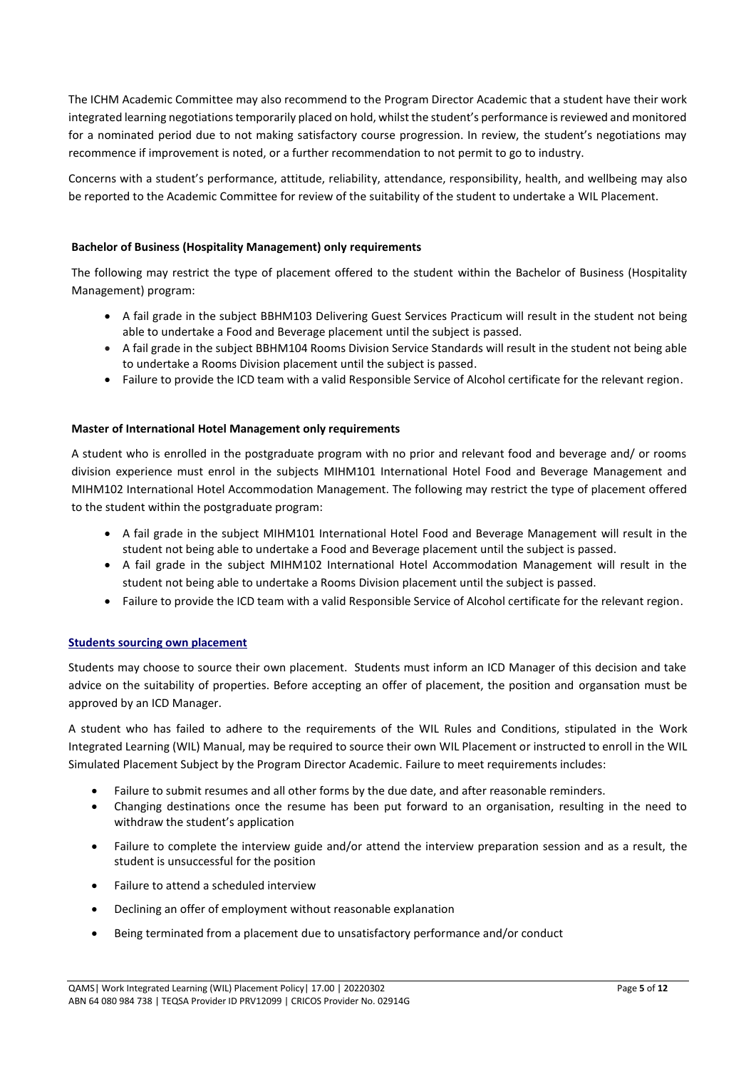The ICHM Academic Committee may also recommend to the Program Director Academic that a student have their work integrated learning negotiations temporarily placed on hold, whilst the student's performance is reviewed and monitored for a nominated period due to not making satisfactory course progression. In review, the student's negotiations may recommence if improvement is noted, or a further recommendation to not permit to go to industry.

Concerns with a student's performance, attitude, reliability, attendance, responsibility, health, and wellbeing may also be reported to the Academic Committee for review of the suitability of the student to undertake a WIL Placement.

**Bachelor of Business (Hospitality Management) only requirements**

The following may restrict the type of placement offered to the student within the Bachelor of Business (Hospitality Management) program:

- A fail grade in the subject BBHM103 Delivering Guest Services Practicum will result in the student not being able to undertake a Food and Beverage placement until the subject is passed.
- A fail grade in the subject BBHM104 Rooms Division Service Standards will result in the student not being able to undertake a Rooms Division placement until the subject is passed.
- Failure to provide the ICD team with a valid Responsible Service of Alcohol certificate for the relevant region.

**Master of International Hotel Management only requirements**

A student who is enrolled in the postgraduate program with no prior and relevant food and beverage and/ or rooms division experience must enrol in the subjects MIHM101 International Hotel Food and Beverage Management and MIHM102 International Hotel Accommodation Management. The following may restrict the type of placement offered to the student within the postgraduate program:

- A fail grade in the subject MIHM101 International Hotel Food and Beverage Management will result in the student not being able to undertake a Food and Beverage placement until the subject is passed.
- A fail grade in the subject MIHM102 International Hotel Accommodation Management will result in the student not being able to undertake a Rooms Division placement until the subject is passed.
- Failure to provide the ICD team with a valid Responsible Service of Alcohol certificate for the relevant region.

**Students sourcing own placement**

Students may choose to source their own placement. Students must inform an ICD Manager of this decision and take advice on the suitability of properties. Before accepting an offer of placement, the position and organsation must be approved by an ICD Manager.

A student who has failed to adhere to the requirements of the WIL Rules and Conditions, stipulated in the Work Integrated Learning (WIL) Manual, may be required to source their own WIL Placement or instructed to enroll in the WIL Simulated Placement Subject by the Program Director Academic. Failure to meet requirements includes:

- Failure to submit resumes and all other forms by the due date, and after reasonable reminders.
- Changing destinations once the resume has been put forward to an organisation, resulting in the need to withdraw the student's application
- Failure to complete the interview guide and/or attend the interview preparation session and as a result, the student is unsuccessful for the position
- Failure to attend a scheduled interview
- Declining an offer of employment without reasonable explanation
- Being terminated from a placement due to unsatisfactory performance and/or conduct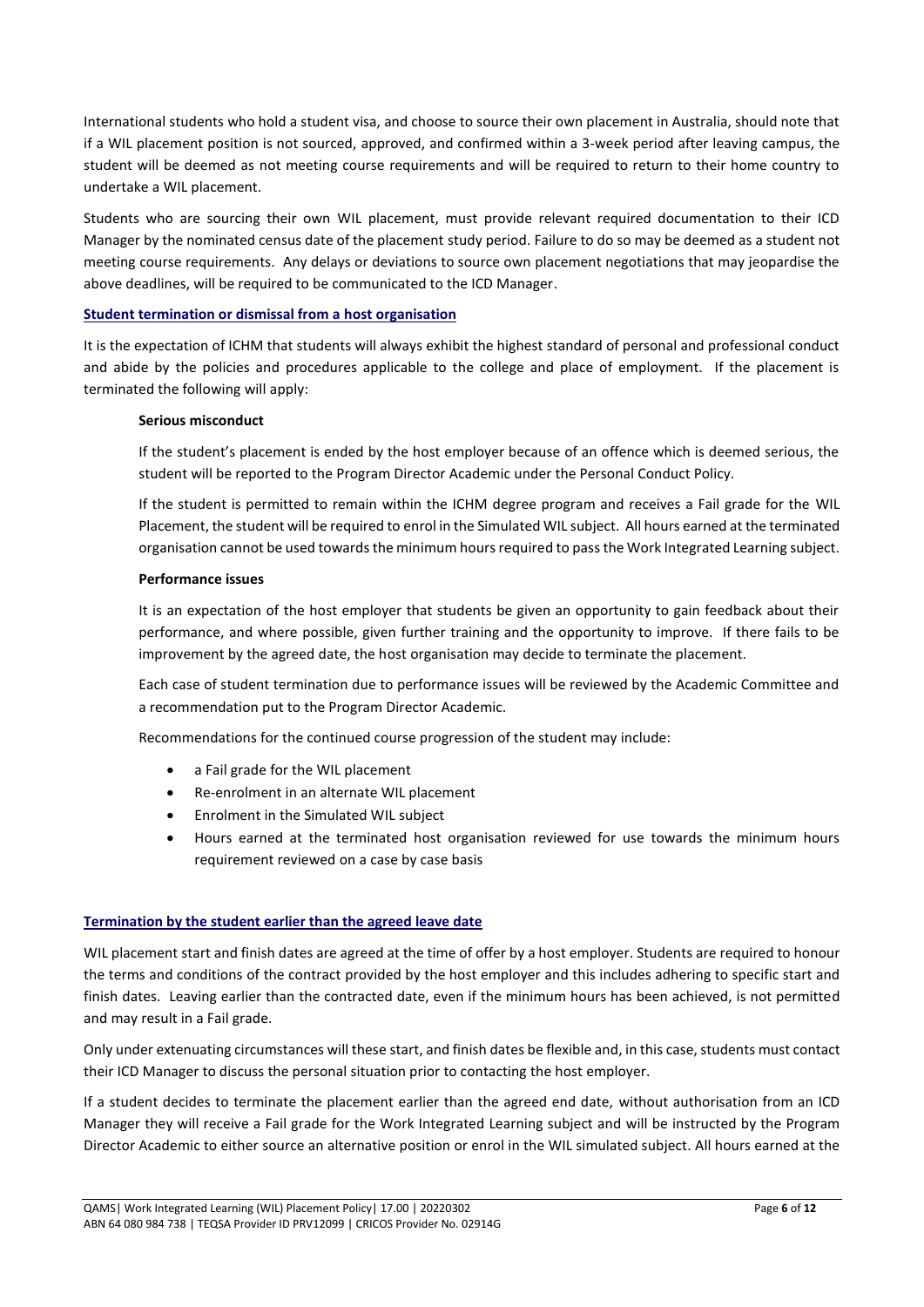International students who hold a student visa, and choose to source their own placement in Australia, should note that if a WIL placement position is not sourced, approved, and confirmed within a 3-week period after leaving campus, the student will be deemed as not meeting course requirements and will be required to return to their home country to undertake a WIL placement.

Students who are sourcing their own WIL placement, must provide relevant required documentation to their ICD Manager by the nominated census date of the placement study period. Failure to do so may be deemed as a student not meeting course requirements. Any delays or deviations to source own placement negotiations that may jeopardise the above deadlines, will be required to be communicated to the ICD Manager.

## Student termination or dismissal from a host organisation

It is the expectation of ICHM that students will always exhibit the highest standard of personal and professional conduct and abide by the policies and procedures applicable to the college and place of employment. If the placement is terminated the following will apply:

### Serious misconduct

If the student's placement is ended by the host employer because of an offence which is deemed serious, the student will be reported to the Program Director Academic under the Personal Conduct Policy.

If the student is permitted to remain within the ICHM degree program and receives a Fail grade for the WIL Placement, the student will be required to enrol in the Simulated WIL subject. All hours earned at the terminated organisation cannot be used towards the minimum hours required to pass the Work Integrated Learning subject.

### Performance issues

It is an expectation of the host employer that students be given an opportunity to gain feedback about their performance, and where possible, given further training and the opportunity to improve. If there fails to be improvement by the agreed date, the host organisation may decide to terminate the placement.

Each case of student termination due to performance issues will be reviewed by the Academic Committee and a recommendation put to the Program Director Academic.

Recommendations for the continued course progression of the student may include:

- a Fail grade for the WIL placement
- Re-enrolment in an alternate WIL placement
- Enrolment in the Simulated WIL subject
- Hours earned at the terminated host organisation reviewed for use towards the minimum hours requirement reviewed on a case by case basis

## Termination by the student earlier than the agreed leave date

WIL placement start and finish dates are agreed at the time of offer by a host employer. Students are required to honour the terms and conditions of the contract provided by the host employer and this includes adhering to specific start and finish dates. Leaving earlier than the contracted date, even if the minimum hours has been achieved, is not permitted and may result in a Fail grade.

Only under extenuating circumstances will these start, and finish dates be flexible and, in this case, students must contact their ICD Manager to discuss the personal situation prior to contacting the host employer.

If a student decides to terminate the placement earlier than the agreed end date, without authorisation from an ICD Manager they will receive a Fail grade for the Work Integrated Learning subject and will be instructed by the Program Director Academic to either source an alternative position or enrol in the WIL simulated subject. All hours earned at the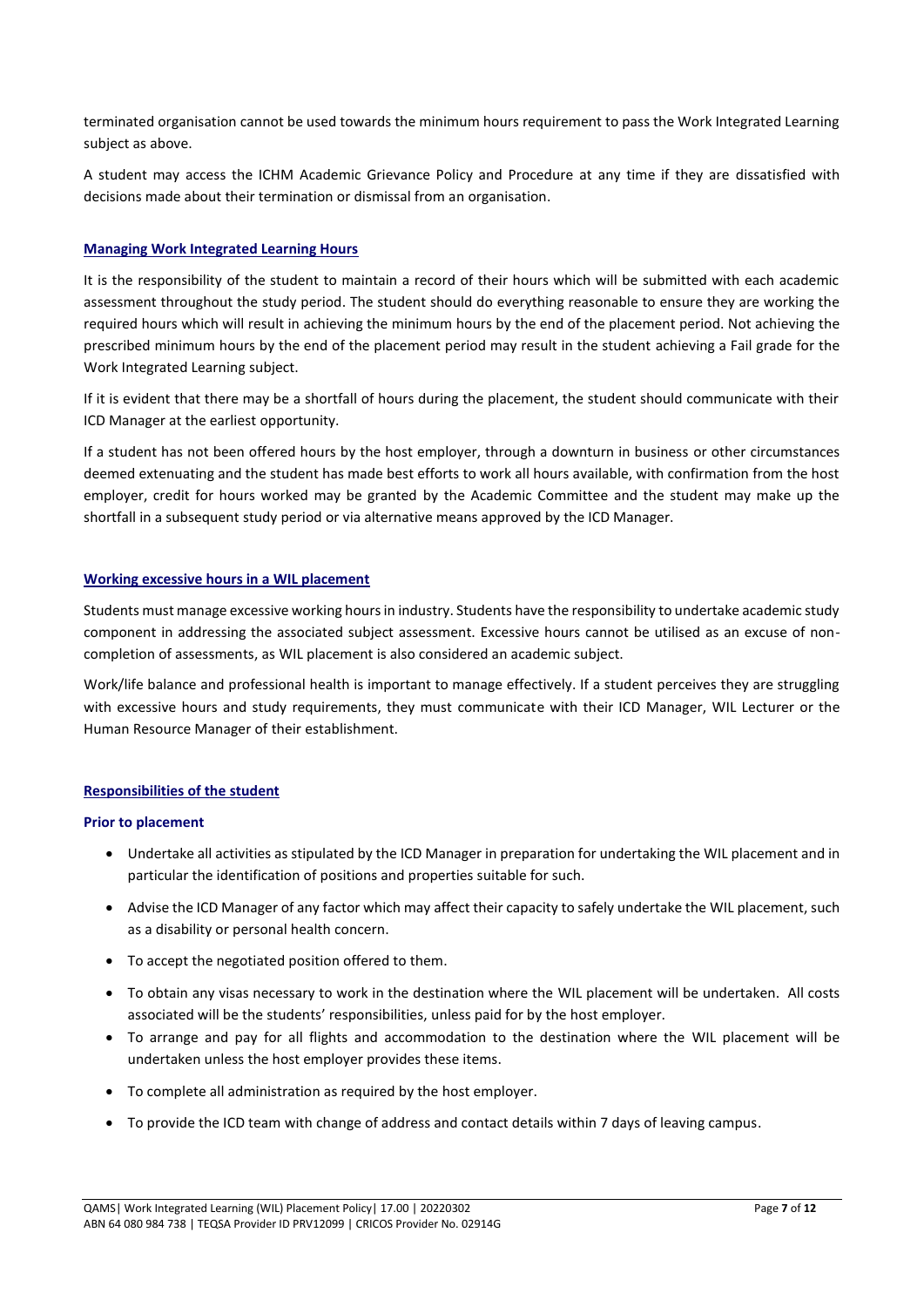terminated organisation cannot be used towards the minimum hours requirement to pass the Work Integrated Learning subject as above.

A student may access the ICHM Academic Grievance Policy and Procedure at any time if they are dissatisfied with decisions made about their termination or dismissal from an organisation.

## Managing Work Integrated Learning Hours

It is the responsibility of the student to maintain a record of their hours which will be submitted with each academic assessment throughout the study period. The student should do everything reasonable to ensure they are working the required hours which will result in achieving the minimum hours by the end of the placement period. Not achieving the prescribed minimum hours by the end of the placement period may result in the student achieving a Fail grade for the Work Integrated Learning subject.

If it is evident that there may be a shortfall of hours during the placement, the student should communicate with their ICD Manager at the earliest opportunity.

If a student has not been offered hours by the host employer, through a downturn in business or other circumstances deemed extenuating and the student has made best efforts to work all hours available, with confirmation from the host employer, credit for hours worked may be granted by the Academic Committee and the student may make up the shortfall in a subsequent study period or via alternative means approved by the ICD Manager.

## Working excessive hours in a WIL placement

Students must manage excessive working hours in industry. Students have the responsibility to undertake academic study component in addressing the associated subject assessment. Excessive hours cannot be utilised as an excuse of non-completion of assessments, as WIL placement is also considered an academic subject.

Work/life balance and professional health is important to manage effectively. If a student perceives they are struggling with excessive hours and study requirements, they must communicate with their ICD Manager, WIL Lecturer or the Human Resource Manager of their establishment.

## Responsibilities of the student

### Prior to placement

- Undertake all activities as stipulated by the ICD Manager in preparation for undertaking the WIL placement and in particular the identification of positions and properties suitable for such.
- Advise the ICD Manager of any factor which may affect their capacity to safely undertake the WIL placement, such as a disability or personal health concern.
- To accept the negotiated position offered to them.
- To obtain any visas necessary to work in the destination where the WIL placement will be undertaken. All costs associated will be the students' responsibilities, unless paid for by the host employer.
- To arrange and pay for all flights and accommodation to the destination where the WIL placement will be undertaken unless the host employer provides these items.
- To complete all administration as required by the host employer.
- To provide the ICD team with change of address and contact details within 7 days of leaving campus.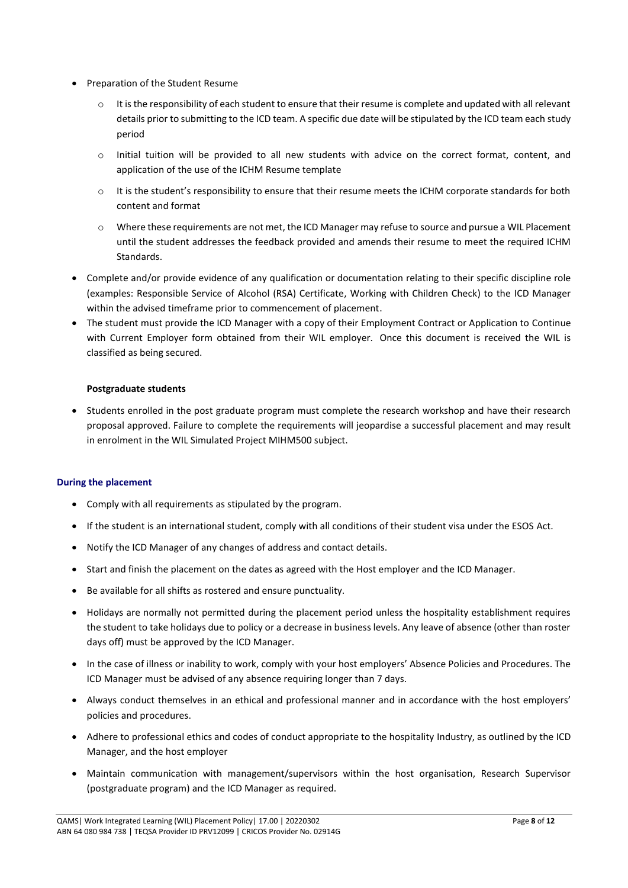- Preparation of the Student Resume
  - It is the responsibility of each student to ensure that their resume is complete and updated with all relevant details prior to submitting to the ICD team. A specific due date will be stipulated by the ICD team each study period
  - Initial tuition will be provided to all new students with advice on the correct format, content, and application of the use of the ICHM Resume template
  - It is the student's responsibility to ensure that their resume meets the ICHM corporate standards for both content and format
  - Where these requirements are not met, the ICD Manager may refuse to source and pursue a WIL Placement until the student addresses the feedback provided and amends their resume to meet the required ICHM Standards.
- Complete and/or provide evidence of any qualification or documentation relating to their specific discipline role (examples: Responsible Service of Alcohol (RSA) Certificate, Working with Children Check) to the ICD Manager within the advised timeframe prior to commencement of placement.
- The student must provide the ICD Manager with a copy of their Employment Contract or Application to Continue with Current Employer form obtained from their WIL employer. Once this document is received the WIL is classified as being secured.

**Postgraduate students**

- Students enrolled in the post graduate program must complete the research workshop and have their research proposal approved. Failure to complete the requirements will jeopardise a successful placement and may result in enrolment in the WIL Simulated Project MIHM500 subject.

#### During the placement

- Comply with all requirements as stipulated by the program.
- If the student is an international student, comply with all conditions of their student visa under the ESOS Act.
- Notify the ICD Manager of any changes of address and contact details.
- Start and finish the placement on the dates as agreed with the Host employer and the ICD Manager.
- Be available for all shifts as rostered and ensure punctuality.
- Holidays are normally not permitted during the placement period unless the hospitality establishment requires the student to take holidays due to policy or a decrease in business levels. Any leave of absence (other than roster days off) must be approved by the ICD Manager.
- In the case of illness or inability to work, comply with your host employers' Absence Policies and Procedures. The ICD Manager must be advised of any absence requiring longer than 7 days.
- Always conduct themselves in an ethical and professional manner and in accordance with the host employers' policies and procedures.
- Adhere to professional ethics and codes of conduct appropriate to the hospitality Industry, as outlined by the ICD Manager, and the host employer
- Maintain communication with management/supervisors within the host organisation, Research Supervisor (postgraduate program) and the ICD Manager as required.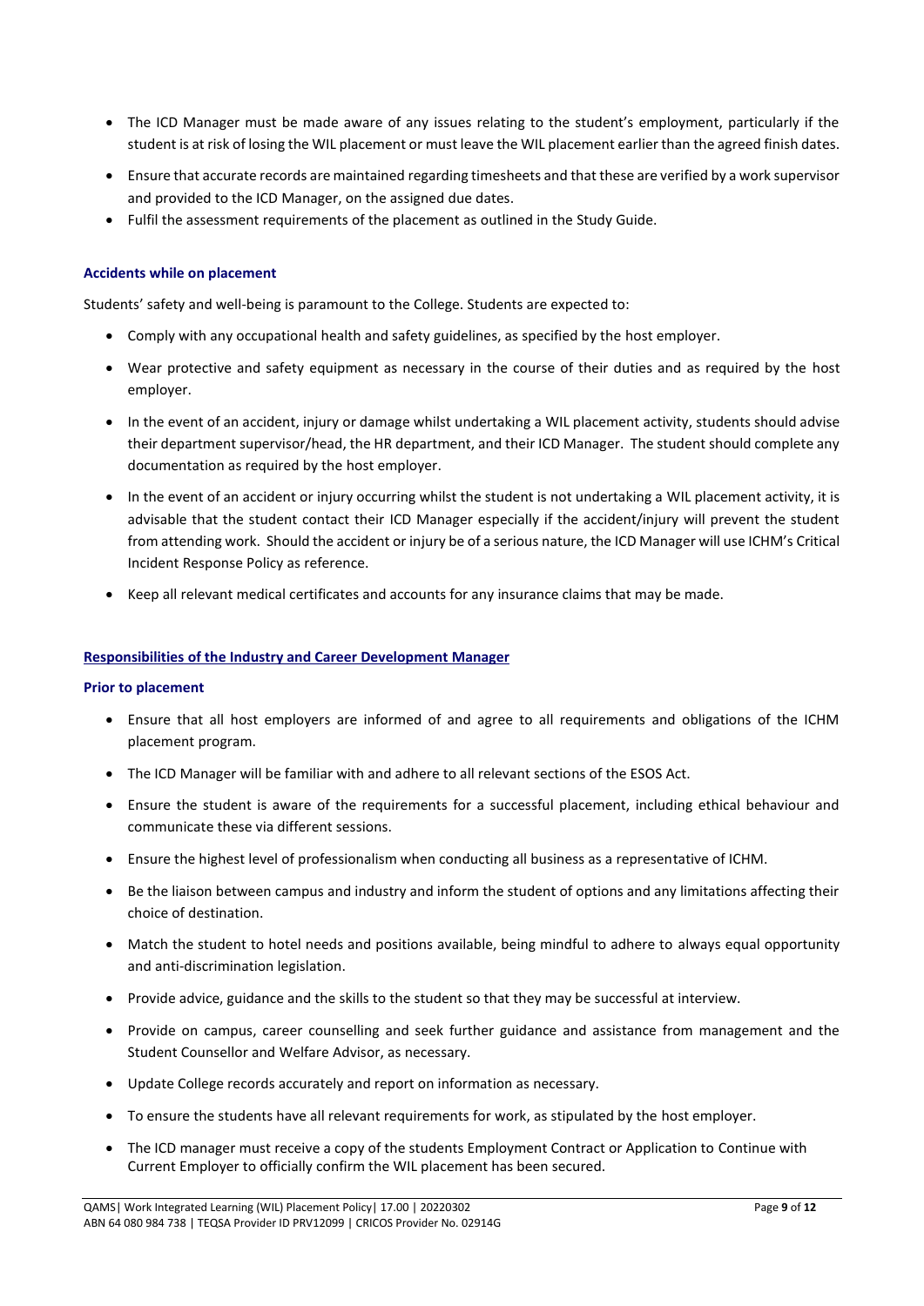- The ICD Manager must be made aware of any issues relating to the student's employment, particularly if the student is at risk of losing the WIL placement or must leave the WIL placement earlier than the agreed finish dates.
- Ensure that accurate records are maintained regarding timesheets and that these are verified by a work supervisor and provided to the ICD Manager, on the assigned due dates.
- Fulfil the assessment requirements of the placement as outlined in the Study Guide.

### Accidents while on placement

Students' safety and well-being is paramount to the College. Students are expected to:

- Comply with any occupational health and safety guidelines, as specified by the host employer.
- Wear protective and safety equipment as necessary in the course of their duties and as required by the host employer.
- In the event of an accident, injury or damage whilst undertaking a WIL placement activity, students should advise their department supervisor/head, the HR department, and their ICD Manager. The student should complete any documentation as required by the host employer.
- In the event of an accident or injury occurring whilst the student is not undertaking a WIL placement activity, it is advisable that the student contact their ICD Manager especially if the accident/injury will prevent the student from attending work. Should the accident or injury be of a serious nature, the ICD Manager will use ICHM's Critical Incident Response Policy as reference.
- Keep all relevant medical certificates and accounts for any insurance claims that may be made.

## Responsibilities of the Industry and Career Development Manager

### Prior to placement

- Ensure that all host employers are informed of and agree to all requirements and obligations of the ICHM placement program.
- The ICD Manager will be familiar with and adhere to all relevant sections of the ESOS Act.
- Ensure the student is aware of the requirements for a successful placement, including ethical behaviour and communicate these via different sessions.
- Ensure the highest level of professionalism when conducting all business as a representative of ICHM.
- Be the liaison between campus and industry and inform the student of options and any limitations affecting their choice of destination.
- Match the student to hotel needs and positions available, being mindful to adhere to always equal opportunity and anti-discrimination legislation.
- Provide advice, guidance and the skills to the student so that they may be successful at interview.
- Provide on campus, career counselling and seek further guidance and assistance from management and the Student Counsellor and Welfare Advisor, as necessary.
- Update College records accurately and report on information as necessary.
- To ensure the students have all relevant requirements for work, as stipulated by the host employer.
- The ICD manager must receive a copy of the students Employment Contract or Application to Continue with Current Employer to officially confirm the WIL placement has been secured.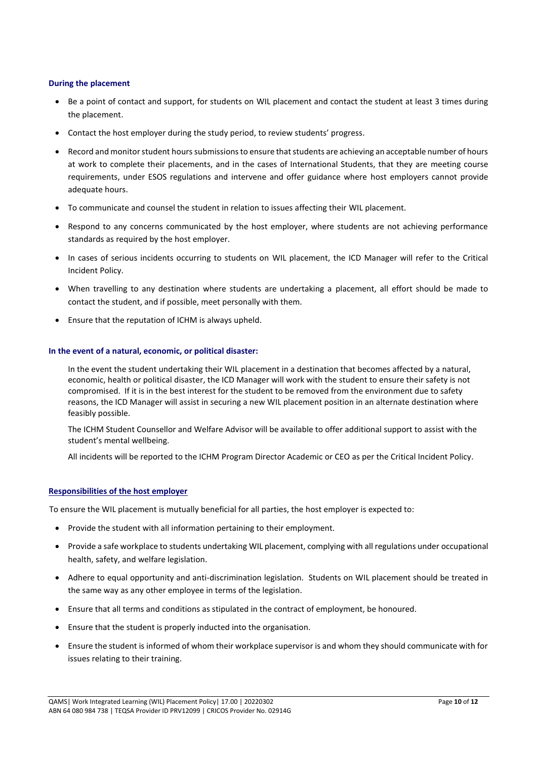### During the placement

- Be a point of contact and support, for students on WIL placement and contact the student at least 3 times during the placement.
- Contact the host employer during the study period, to review students' progress.
- Record and monitor student hours submissions to ensure that students are achieving an acceptable number of hours at work to complete their placements, and in the cases of International Students, that they are meeting course requirements, under ESOS regulations and intervene and offer guidance where host employers cannot provide adequate hours.
- To communicate and counsel the student in relation to issues affecting their WIL placement.
- Respond to any concerns communicated by the host employer, where students are not achieving performance standards as required by the host employer.
- In cases of serious incidents occurring to students on WIL placement, the ICD Manager will refer to the Critical Incident Policy.
- When travelling to any destination where students are undertaking a placement, all effort should be made to contact the student, and if possible, meet personally with them.
- Ensure that the reputation of ICHM is always upheld.

### In the event of a natural, economic, or political disaster:

In the event the student undertaking their WIL placement in a destination that becomes affected by a natural, economic, health or political disaster, the ICD Manager will work with the student to ensure their safety is not compromised. If it is in the best interest for the student to be removed from the environment due to safety reasons, the ICD Manager will assist in securing a new WIL placement position in an alternate destination where feasibly possible.

The ICHM Student Counsellor and Welfare Advisor will be available to offer additional support to assist with the student's mental wellbeing.

All incidents will be reported to the ICHM Program Director Academic or CEO as per the Critical Incident Policy.

### Responsibilities of the host employer

To ensure the WIL placement is mutually beneficial for all parties, the host employer is expected to:

- Provide the student with all information pertaining to their employment.
- Provide a safe workplace to students undertaking WIL placement, complying with all regulations under occupational health, safety, and welfare legislation.
- Adhere to equal opportunity and anti-discrimination legislation. Students on WIL placement should be treated in the same way as any other employee in terms of the legislation.
- Ensure that all terms and conditions as stipulated in the contract of employment, be honoured.
- Ensure that the student is properly inducted into the organisation.
- Ensure the student is informed of whom their workplace supervisor is and whom they should communicate with for issues relating to their training.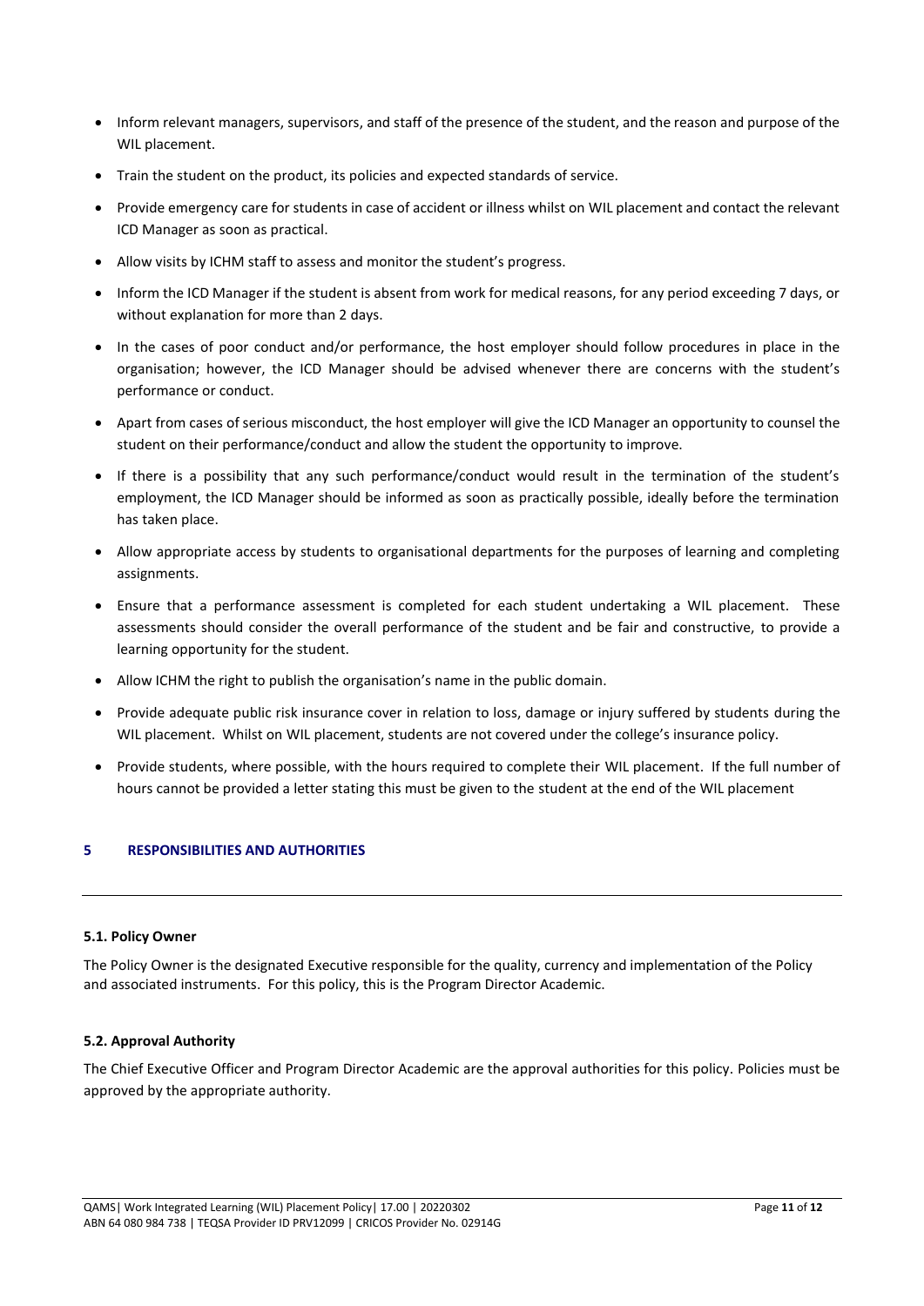- Inform relevant managers, supervisors, and staff of the presence of the student, and the reason and purpose of the WIL placement.
- Train the student on the product, its policies and expected standards of service.
- Provide emergency care for students in case of accident or illness whilst on WIL placement and contact the relevant ICD Manager as soon as practical.
- Allow visits by ICHM staff to assess and monitor the student's progress.
- Inform the ICD Manager if the student is absent from work for medical reasons, for any period exceeding 7 days, or without explanation for more than 2 days.
- In the cases of poor conduct and/or performance, the host employer should follow procedures in place in the organisation; however, the ICD Manager should be advised whenever there are concerns with the student's performance or conduct.
- Apart from cases of serious misconduct, the host employer will give the ICD Manager an opportunity to counsel the student on their performance/conduct and allow the student the opportunity to improve.
- If there is a possibility that any such performance/conduct would result in the termination of the student's employment, the ICD Manager should be informed as soon as practically possible, ideally before the termination has taken place.
- Allow appropriate access by students to organisational departments for the purposes of learning and completing assignments.
- Ensure that a performance assessment is completed for each student undertaking a WIL placement. These assessments should consider the overall performance of the student and be fair and constructive, to provide a learning opportunity for the student.
- Allow ICHM the right to publish the organisation's name in the public domain.
- Provide adequate public risk insurance cover in relation to loss, damage or injury suffered by students during the WIL placement. Whilst on WIL placement, students are not covered under the college's insurance policy.
- Provide students, where possible, with the hours required to complete their WIL placement. If the full number of hours cannot be provided a letter stating this must be given to the student at the end of the WIL placement

## 5 RESPONSIBILITIES AND AUTHORITIES

### 5.1. Policy Owner

The Policy Owner is the designated Executive responsible for the quality, currency and implementation of the Policy and associated instruments. For this policy, this is the Program Director Academic.

### 5.2. Approval Authority

The Chief Executive Officer and Program Director Academic are the approval authorities for this policy. Policies must be approved by the appropriate authority.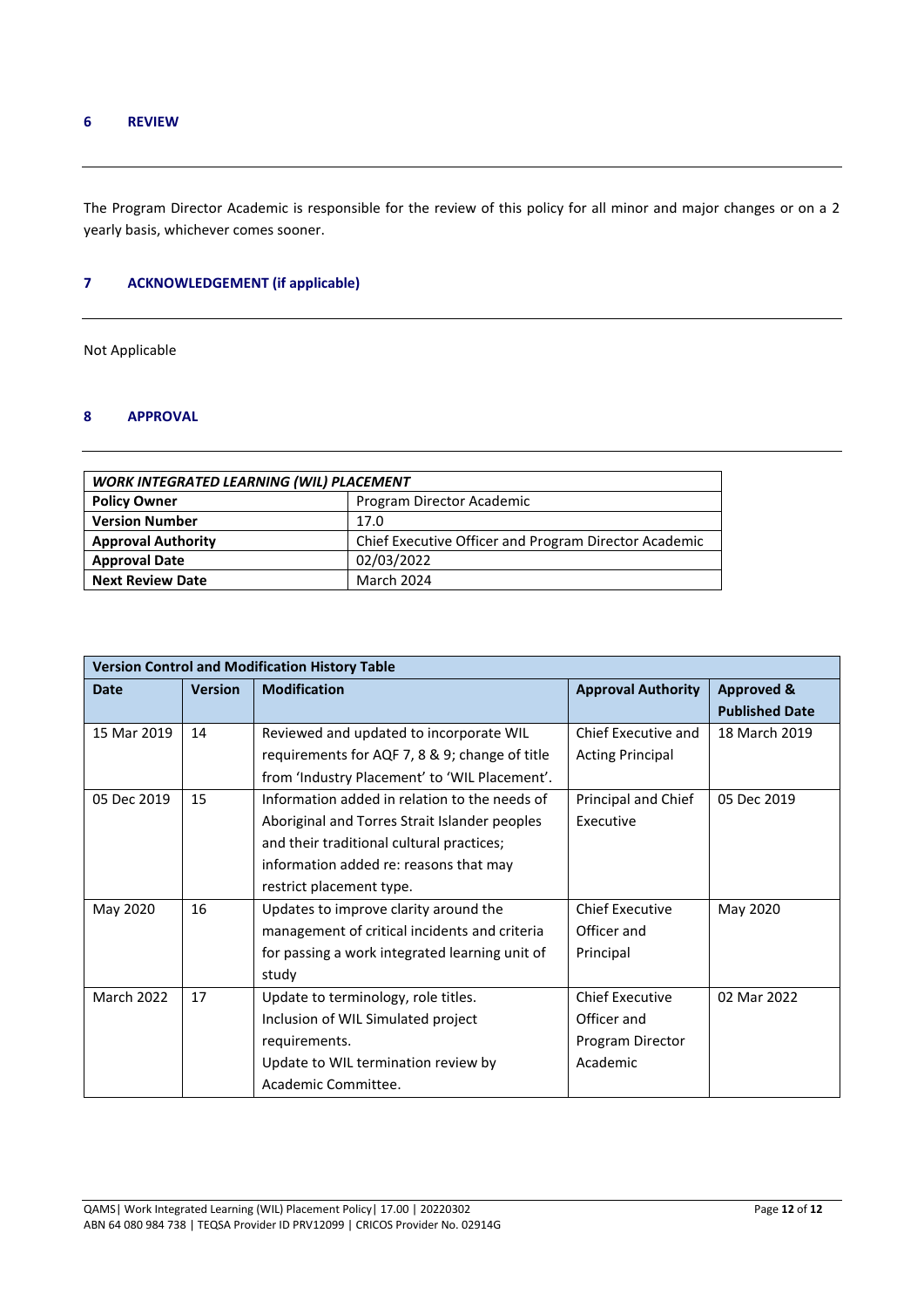## 6 REVIEW

The Program Director Academic is responsible for the review of this policy for all minor and major changes or on a 2 yearly basis, whichever comes sooner.

## 7 ACKNOWLEDGEMENT (if applicable)

Not Applicable

## 8 APPROVAL

| ***WORK INTEGRATED LEARNING (WIL) PLACEMENT*** | |
|---|---|
| **Policy Owner** | Program Director Academic |
| **Version Number** | 17.0 |
| **Approval Authority** | Chief Executive Officer and Program Director Academic |
| **Approval Date** | 02/03/2022 |
| **Next Review Date** | March 2024 |

| **Version Control and Modification History Table** | | | | |
|---|---|---|---|---|
| **Date** | **Version** | **Modification** | **Approval Authority** | **Approved & Published Date** |
| 15 Mar 2019 | 14 | Reviewed and updated to incorporate WIL requirements for AQF 7, 8 & 9; change of title from 'Industry Placement' to 'WIL Placement'. | Chief Executive and Acting Principal | 18 March 2019 |
| 05 Dec 2019 | 15 | Information added in relation to the needs of Aboriginal and Torres Strait Islander peoples and their traditional cultural practices; information added re: reasons that may restrict placement type. | Principal and Chief Executive | 05 Dec 2019 |
| May 2020 | 16 | Updates to improve clarity around the management of critical incidents and criteria for passing a work integrated learning unit of study | Chief Executive Officer and Principal | May 2020 |
| March 2022 | 17 | Update to terminology, role titles. Inclusion of WIL Simulated project requirements. Update to WIL termination review by Academic Committee. | Chief Executive Officer and Program Director Academic | 02 Mar 2022 |